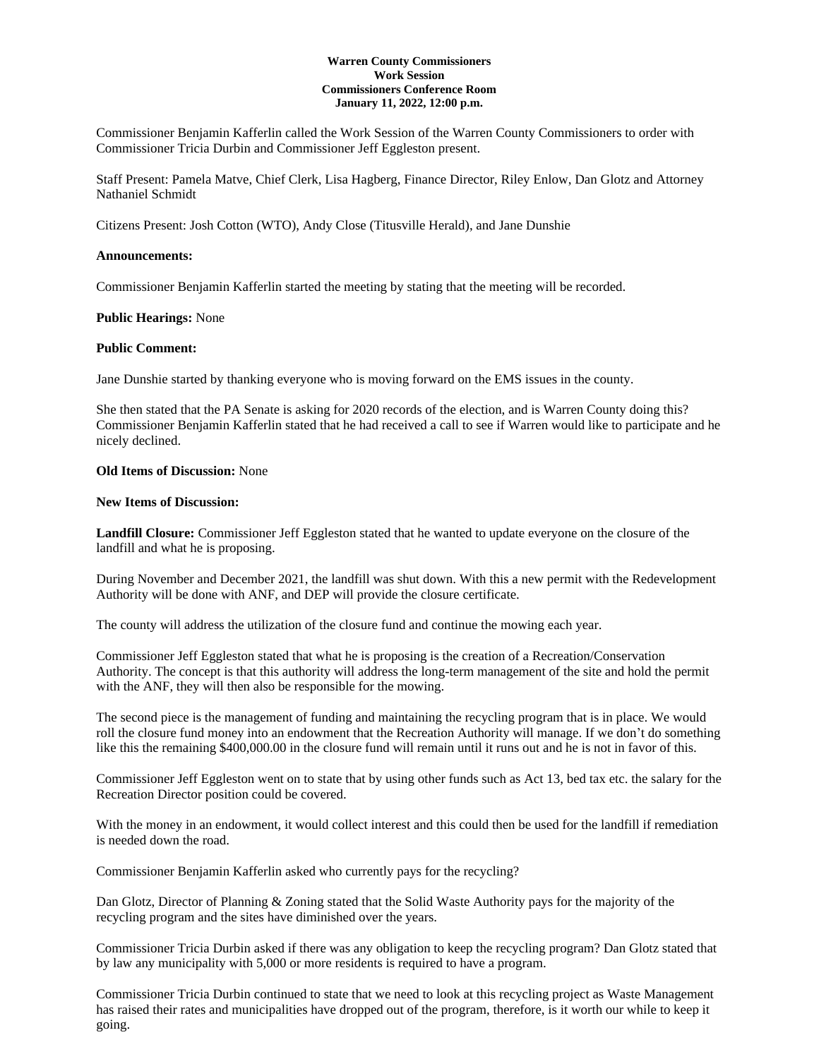**Warren County Commissioners**
**Work Session**
**Commissioners Conference Room**
**January 11, 2022, 12:00 p.m.**

Commissioner Benjamin Kafferlin called the Work Session of the Warren County Commissioners to order with Commissioner Tricia Durbin and Commissioner Jeff Eggleston present.

Staff Present: Pamela Matve, Chief Clerk, Lisa Hagberg, Finance Director, Riley Enlow, Dan Glotz and Attorney Nathaniel Schmidt

Citizens Present: Josh Cotton (WTO), Andy Close (Titusville Herald), and Jane Dunshie

**Announcements:**

Commissioner Benjamin Kafferlin started the meeting by stating that the meeting will be recorded.

**Public Hearings:** None

**Public Comment:**

Jane Dunshie started by thanking everyone who is moving forward on the EMS issues in the county.

She then stated that the PA Senate is asking for 2020 records of the election, and is Warren County doing this? Commissioner Benjamin Kafferlin stated that he had received a call to see if Warren would like to participate and he nicely declined.

**Old Items of Discussion:** None

**New Items of Discussion:**

**Landfill Closure:** Commissioner Jeff Eggleston stated that he wanted to update everyone on the closure of the landfill and what he is proposing.

During November and December 2021, the landfill was shut down. With this a new permit with the Redevelopment Authority will be done with ANF, and DEP will provide the closure certificate.

The county will address the utilization of the closure fund and continue the mowing each year.

Commissioner Jeff Eggleston stated that what he is proposing is the creation of a Recreation/Conservation Authority. The concept is that this authority will address the long-term management of the site and hold the permit with the ANF, they will then also be responsible for the mowing.

The second piece is the management of funding and maintaining the recycling program that is in place. We would roll the closure fund money into an endowment that the Recreation Authority will manage. If we don't do something like this the remaining $400,000.00 in the closure fund will remain until it runs out and he is not in favor of this.

Commissioner Jeff Eggleston went on to state that by using other funds such as Act 13, bed tax etc. the salary for the Recreation Director position could be covered.

With the money in an endowment, it would collect interest and this could then be used for the landfill if remediation is needed down the road.

Commissioner Benjamin Kafferlin asked who currently pays for the recycling?

Dan Glotz, Director of Planning & Zoning stated that the Solid Waste Authority pays for the majority of the recycling program and the sites have diminished over the years.

Commissioner Tricia Durbin asked if there was any obligation to keep the recycling program? Dan Glotz stated that by law any municipality with 5,000 or more residents is required to have a program.

Commissioner Tricia Durbin continued to state that we need to look at this recycling project as Waste Management has raised their rates and municipalities have dropped out of the program, therefore, is it worth our while to keep it going.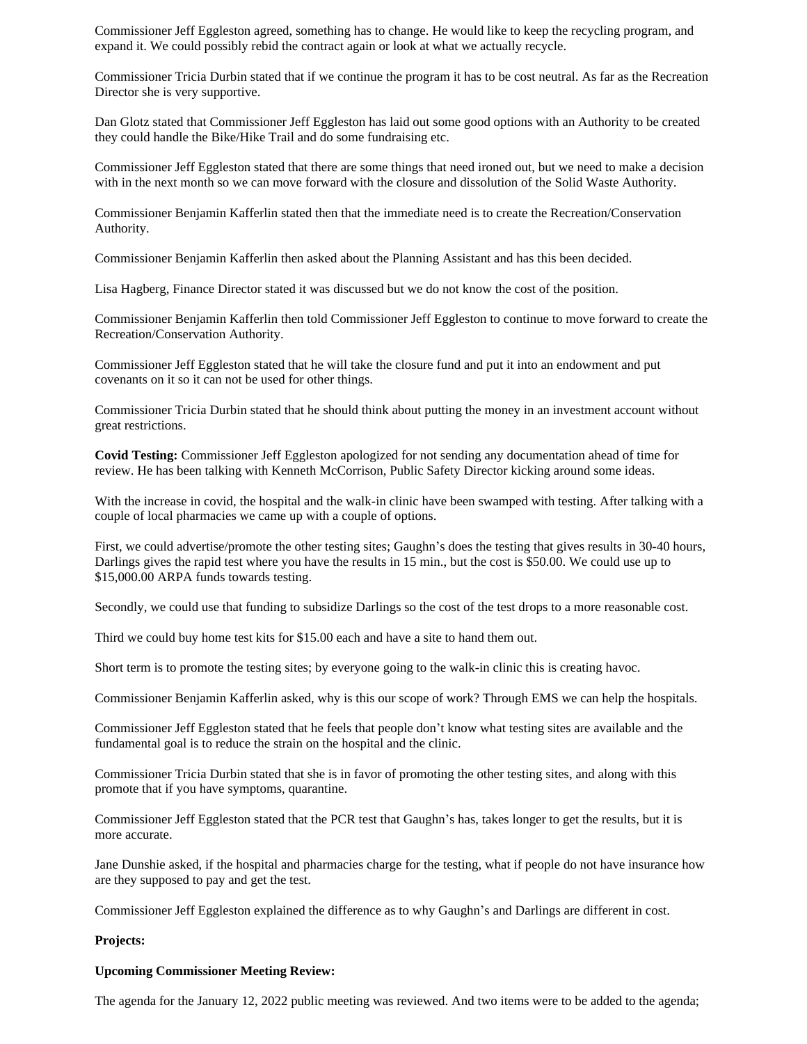Commissioner Jeff Eggleston agreed, something has to change. He would like to keep the recycling program, and expand it. We could possibly rebid the contract again or look at what we actually recycle.

Commissioner Tricia Durbin stated that if we continue the program it has to be cost neutral. As far as the Recreation Director she is very supportive.

Dan Glotz stated that Commissioner Jeff Eggleston has laid out some good options with an Authority to be created they could handle the Bike/Hike Trail and do some fundraising etc.

Commissioner Jeff Eggleston stated that there are some things that need ironed out, but we need to make a decision with in the next month so we can move forward with the closure and dissolution of the Solid Waste Authority.

Commissioner Benjamin Kafferlin stated then that the immediate need is to create the Recreation/Conservation Authority.

Commissioner Benjamin Kafferlin then asked about the Planning Assistant and has this been decided.

Lisa Hagberg, Finance Director stated it was discussed but we do not know the cost of the position.

Commissioner Benjamin Kafferlin then told Commissioner Jeff Eggleston to continue to move forward to create the Recreation/Conservation Authority.

Commissioner Jeff Eggleston stated that he will take the closure fund and put it into an endowment and put covenants on it so it can not be used for other things.

Commissioner Tricia Durbin stated that he should think about putting the money in an investment account without great restrictions.

**Covid Testing:** Commissioner Jeff Eggleston apologized for not sending any documentation ahead of time for review. He has been talking with Kenneth McCorrison, Public Safety Director kicking around some ideas.

With the increase in covid, the hospital and the walk-in clinic have been swamped with testing. After talking with a couple of local pharmacies we came up with a couple of options.

First, we could advertise/promote the other testing sites; Gaughn's does the testing that gives results in 30-40 hours, Darlings gives the rapid test where you have the results in 15 min., but the cost is $50.00. We could use up to $15,000.00 ARPA funds towards testing.

Secondly, we could use that funding to subsidize Darlings so the cost of the test drops to a more reasonable cost.

Third we could buy home test kits for $15.00 each and have a site to hand them out.

Short term is to promote the testing sites; by everyone going to the walk-in clinic this is creating havoc.

Commissioner Benjamin Kafferlin asked, why is this our scope of work? Through EMS we can help the hospitals.

Commissioner Jeff Eggleston stated that he feels that people don't know what testing sites are available and the fundamental goal is to reduce the strain on the hospital and the clinic.

Commissioner Tricia Durbin stated that she is in favor of promoting the other testing sites, and along with this promote that if you have symptoms, quarantine.

Commissioner Jeff Eggleston stated that the PCR test that Gaughn's has, takes longer to get the results, but it is more accurate.

Jane Dunshie asked, if the hospital and pharmacies charge for the testing, what if people do not have insurance how are they supposed to pay and get the test.

Commissioner Jeff Eggleston explained the difference as to why Gaughn's and Darlings are different in cost.

**Projects:**

**Upcoming Commissioner Meeting Review:**

The agenda for the January 12, 2022 public meeting was reviewed. And two items were to be added to the agenda;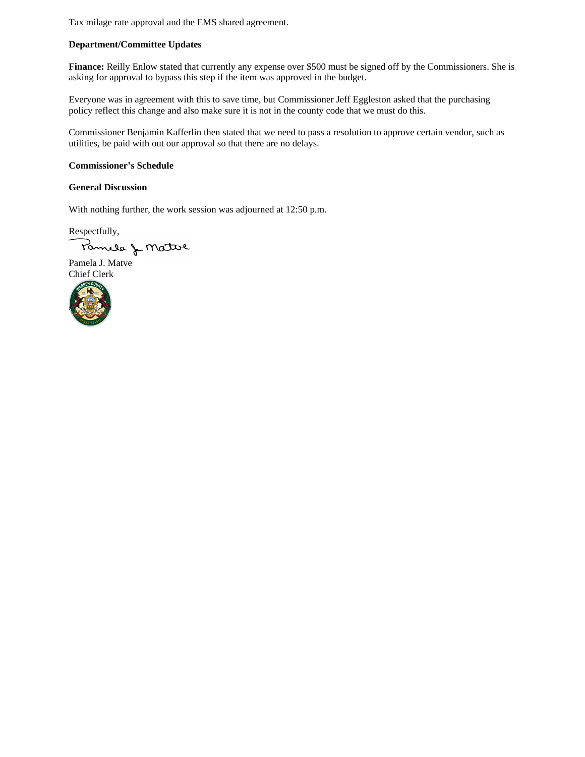Tax milage rate approval and the EMS shared agreement.

**Department/Committee Updates**

**Finance:** Reilly Enlow stated that currently any expense over $500 must be signed off by the Commissioners. She is asking for approval to bypass this step if the item was approved in the budget.

Everyone was in agreement with this to save time, but Commissioner Jeff Eggleston asked that the purchasing policy reflect this change and also make sure it is not in the county code that we must do this.

Commissioner Benjamin Kafferlin then stated that we need to pass a resolution to approve certain vendor, such as utilities, be paid with out our approval so that there are no delays.

**Commissioner's Schedule**

**General Discussion**

With nothing further, the work session was adjourned at 12:50 p.m.

Respectfully,

Pamela J. Matve

Chief Clerk